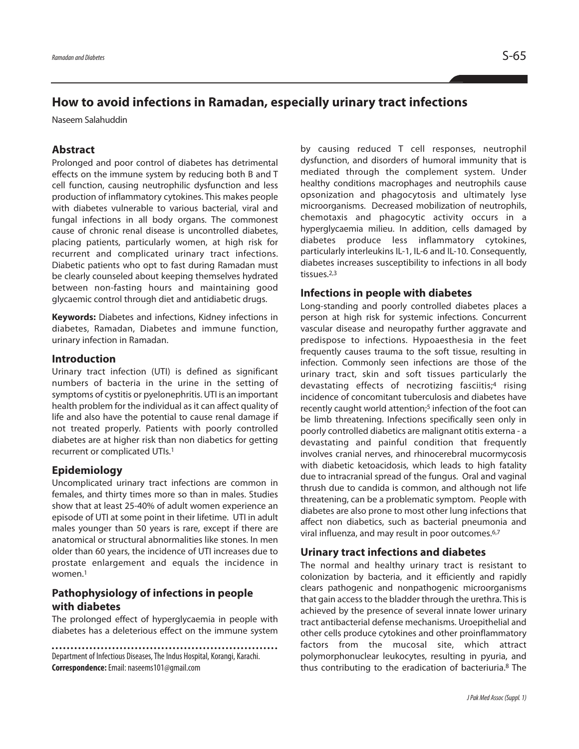# How to avoid infections in Ramadan, especially urinary tract infections

Naseem Salahuddin

## Abstract

Prolonged and poor control of diabetes has detrimental effects on the immune system by reducing both B and T cell function, causing neutrophilic dysfunction and less production of inflammatory cytokines. This makes people with diabetes vulnerable to various bacterial, viral and fungal infections in all body organs. The commonest cause of chronic renal disease is uncontrolled diabetes, placing patients, particularly women, at high risk for recurrent and complicated urinary tract infections. Diabetic patients who opt to fast during Ramadan must be clearly counseled about keeping themselves hydrated between non-fasting hours and maintaining good glycaemic control through diet and antidiabetic drugs.

**Keywords:** Diabetes and infections, Kidney infections in diabetes, Ramadan, Diabetes and immune function, urinary infection in Ramadan.

## Introduction

Urinary tract infection (UTI) is defined as significant numbers of bacteria in the urine in the setting of symptoms of cystitis or pyelonephritis. UTI is an important health problem for the individual as it can affect quality of life and also have the potential to cause renal damage if not treated properly. Patients with poorly controlled diabetes are at higher risk than non diabetics for getting recurrent or complicated UTIs.[1]

## Epidemiology

Uncomplicated urinary tract infections are common in females, and thirty times more so than in males. Studies show that at least 25-40% of adult women experience an episode of UTI at some point in their lifetime. UTI in adult males younger than 50 years is rare, except if there are anatomical or structural abnormalities like stones. In men older than 60 years, the incidence of UTI increases due to prostate enlargement and equals the incidence in women.[1]

## Pathophysiology of infections in people with diabetes

The prolonged effect of hyperglycaemia in people with diabetes has a deleterious effect on the immune system by causing reduced T cell responses, neutrophil dysfunction, and disorders of humoral immunity that is mediated through the complement system. Under healthy conditions macrophages and neutrophils cause opsonization and phagocytosis and ultimately lyse microorganisms. Decreased mobilization of neutrophils, chemotaxis and phagocytic activity occurs in a hyperglycaemia milieu. In addition, cells damaged by diabetes produce less inflammatory cytokines, particularly interleukins IL-1, IL-6 and IL-10. Consequently, diabetes increases susceptibility to infections in all body tissues.[2,3]

## Infections in people with diabetes

Long-standing and poorly controlled diabetes places a person at high risk for systemic infections. Concurrent vascular disease and neuropathy further aggravate and predispose to infections. Hypoaesthesia in the feet frequently causes trauma to the soft tissue, resulting in infection. Commonly seen infections are those of the urinary tract, skin and soft tissues particularly the devastating effects of necrotizing fasciitis;[4] rising incidence of concomitant tuberculosis and diabetes have recently caught world attention;[5] infection of the foot can be limb threatening. Infections specifically seen only in poorly controlled diabetics are malignant otitis externa - a devastating and painful condition that frequently involves cranial nerves, and rhinocerebral mucormycosis with diabetic ketoacidosis, which leads to high fatality due to intracranial spread of the fungus. Oral and vaginal thrush due to candida is common, and although not life threatening, can be a problematic symptom. People with diabetes are also prone to most other lung infections that affect non diabetics, such as bacterial pneumonia and viral influenza, and may result in poor outcomes.[6,7]

## Urinary tract infections and diabetes

The normal and healthy urinary tract is resistant to colonization by bacteria, and it efficiently and rapidly clears pathogenic and nonpathogenic microorganisms that gain access to the bladder through the urethra. This is achieved by the presence of several innate lower urinary tract antibacterial defense mechanisms. Uroepithelial and other cells produce cytokines and other proinflammatory factors from the mucosal site, which attract polymorphonuclear leukocytes, resulting in pyuria, and thus contributing to the eradication of bacteriuria.[8] The

Department of Infectious Diseases, The Indus Hospital, Korangi, Karachi.
**Correspondence:** Email: naseems101@gmail.com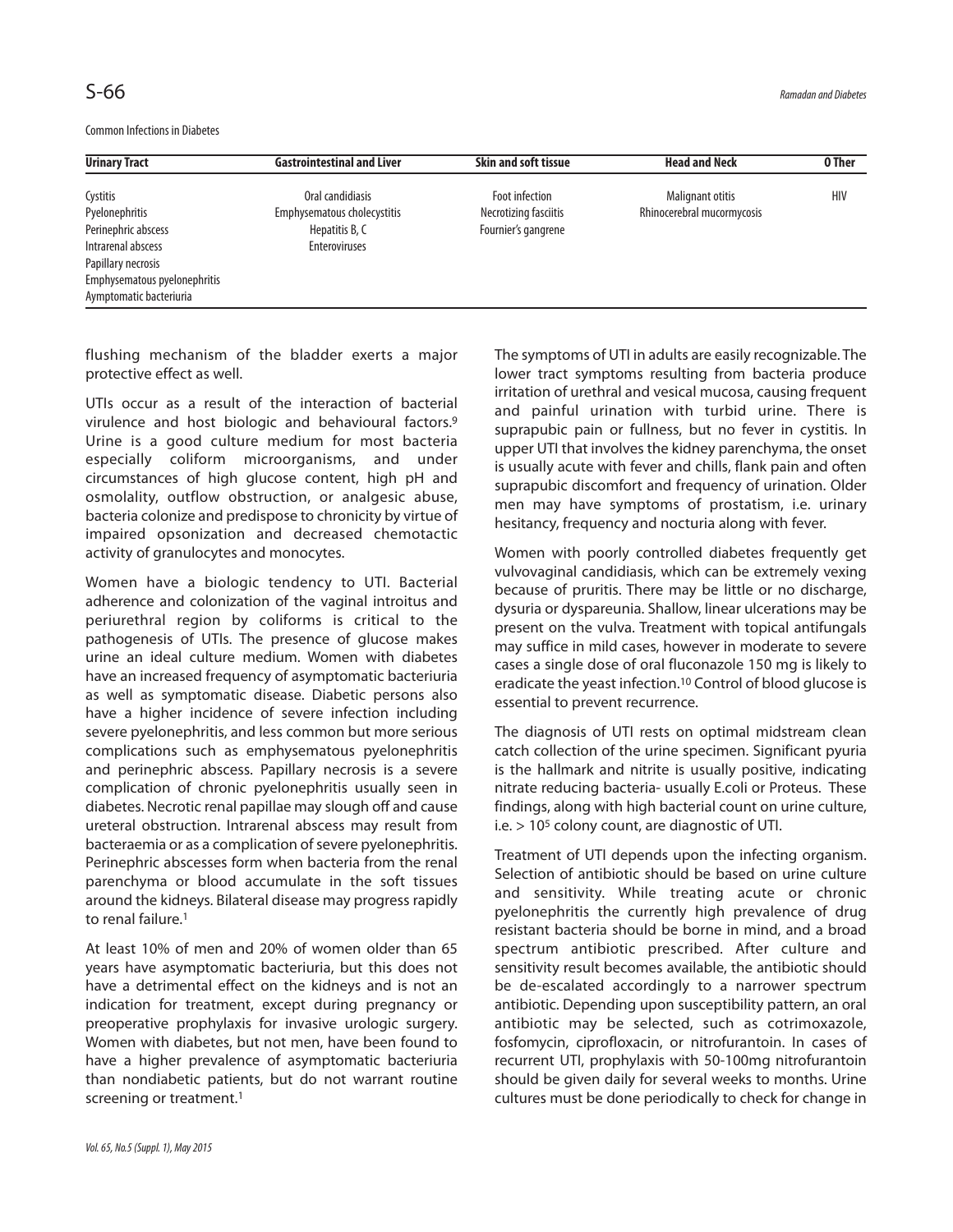Common Infections in Diabetes

| Urinary Tract | Gastrointestinal and Liver | Skin and soft tissue | Head and Neck | 0 Ther |
|---|---|---|---|---|
| Cystitis | Oral candidiasis | Foot infection | Malignant otitis | HIV |
| Pyelonephritis | Emphysematous cholecystitis | Necrotizing fasciitis | Rhinocerebral mucormycosis | |
| Perinephric abscess | Hepatitis B, C | Fournier's gangrene | | |
| Intrarenal abscess | Enteroviruses | | | |
| Papillary necrosis | | | | |
| Emphysematous pyelonephritis | | | | |
| Aymptomatic bacteriuria | | | | |

flushing mechanism of the bladder exerts a major protective effect as well.

UTIs occur as a result of the interaction of bacterial virulence and host biologic and behavioural factors.[9] Urine is a good culture medium for most bacteria especially coliform microorganisms, and under circumstances of high glucose content, high pH and osmolality, outflow obstruction, or analgesic abuse, bacteria colonize and predispose to chronicity by virtue of impaired opsonization and decreased chemotactic activity of granulocytes and monocytes.

Women have a biologic tendency to UTI. Bacterial adherence and colonization of the vaginal introitus and periurethral region by coliforms is critical to the pathogenesis of UTIs. The presence of glucose makes urine an ideal culture medium. Women with diabetes have an increased frequency of asymptomatic bacteriuria as well as symptomatic disease. Diabetic persons also have a higher incidence of severe infection including severe pyelonephritis, and less common but more serious complications such as emphysematous pyelonephritis and perinephric abscess. Papillary necrosis is a severe complication of chronic pyelonephritis usually seen in diabetes. Necrotic renal papillae may slough off and cause ureteral obstruction. Intrarenal abscess may result from bacteraemia or as a complication of severe pyelonephritis. Perinephric abscesses form when bacteria from the renal parenchyma or blood accumulate in the soft tissues around the kidneys. Bilateral disease may progress rapidly to renal failure.[1]

At least 10% of men and 20% of women older than 65 years have asymptomatic bacteriuria, but this does not have a detrimental effect on the kidneys and is not an indication for treatment, except during pregnancy or preoperative prophylaxis for invasive urologic surgery. Women with diabetes, but not men, have been found to have a higher prevalence of asymptomatic bacteriuria than nondiabetic patients, but do not warrant routine screening or treatment.[1]

The symptoms of UTI in adults are easily recognizable. The lower tract symptoms resulting from bacteria produce irritation of urethral and vesical mucosa, causing frequent and painful urination with turbid urine. There is suprapubic pain or fullness, but no fever in cystitis. In upper UTI that involves the kidney parenchyma, the onset is usually acute with fever and chills, flank pain and often suprapubic discomfort and frequency of urination. Older men may have symptoms of prostatism, i.e. urinary hesitancy, frequency and nocturia along with fever.

Women with poorly controlled diabetes frequently get vulvovaginal candidiasis, which can be extremely vexing because of pruritis. There may be little or no discharge, dysuria or dyspareunia. Shallow, linear ulcerations may be present on the vulva. Treatment with topical antifungals may suffice in mild cases, however in moderate to severe cases a single dose of oral fluconazole 150 mg is likely to eradicate the yeast infection.[10] Control of blood glucose is essential to prevent recurrence.

The diagnosis of UTI rests on optimal midstream clean catch collection of the urine specimen. Significant pyuria is the hallmark and nitrite is usually positive, indicating nitrate reducing bacteria- usually E.coli or Proteus. These findings, along with high bacterial count on urine culture, i.e. > $10^5$ colony count, are diagnostic of UTI.

Treatment of UTI depends upon the infecting organism. Selection of antibiotic should be based on urine culture and sensitivity. While treating acute or chronic pyelonephritis the currently high prevalence of drug resistant bacteria should be borne in mind, and a broad spectrum antibiotic prescribed. After culture and sensitivity result becomes available, the antibiotic should be de-escalated accordingly to a narrower spectrum antibiotic. Depending upon susceptibility pattern, an oral antibiotic may be selected, such as cotrimoxazole, fosfomycin, ciprofloxacin, or nitrofurantoin. In cases of recurrent UTI, prophylaxis with 50-100mg nitrofurantoin should be given daily for several weeks to months. Urine cultures must be done periodically to check for change in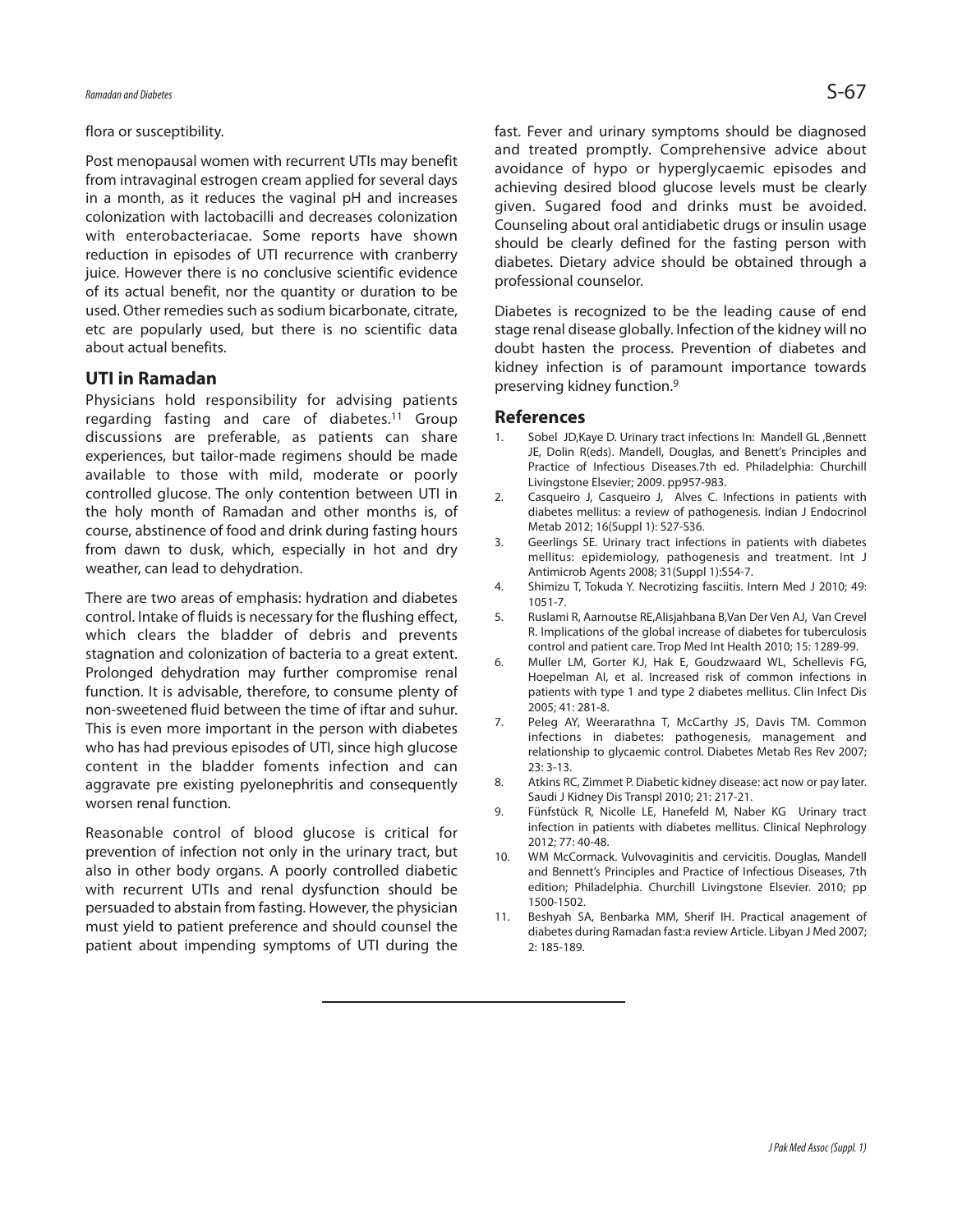flora or susceptibility.

Post menopausal women with recurrent UTIs may benefit from intravaginal estrogen cream applied for several days in a month, as it reduces the vaginal pH and increases colonization with lactobacilli and decreases colonization with enterobacteriacae. Some reports have shown reduction in episodes of UTI recurrence with cranberry juice. However there is no conclusive scientific evidence of its actual benefit, nor the quantity or duration to be used. Other remedies such as sodium bicarbonate, citrate, etc are popularly used, but there is no scientific data about actual benefits.

## UTI in Ramadan

Physicians hold responsibility for advising patients regarding fasting and care of diabetes.[11] Group discussions are preferable, as patients can share experiences, but tailor-made regimens should be made available to those with mild, moderate or poorly controlled glucose. The only contention between UTI in the holy month of Ramadan and other months is, of course, abstinence of food and drink during fasting hours from dawn to dusk, which, especially in hot and dry weather, can lead to dehydration.

There are two areas of emphasis: hydration and diabetes control. Intake of fluids is necessary for the flushing effect, which clears the bladder of debris and prevents stagnation and colonization of bacteria to a great extent. Prolonged dehydration may further compromise renal function. It is advisable, therefore, to consume plenty of non-sweetened fluid between the time of iftar and suhur. This is even more important in the person with diabetes who has had previous episodes of UTI, since high glucose content in the bladder foments infection and can aggravate pre existing pyelonephritis and consequently worsen renal function.

Reasonable control of blood glucose is critical for prevention of infection not only in the urinary tract, but also in other body organs. A poorly controlled diabetic with recurrent UTIs and renal dysfunction should be persuaded to abstain from fasting. However, the physician must yield to patient preference and should counsel the patient about impending symptoms of UTI during the fast. Fever and urinary symptoms should be diagnosed and treated promptly. Comprehensive advice about avoidance of hypo or hyperglycaemic episodes and achieving desired blood glucose levels must be clearly given. Sugared food and drinks must be avoided. Counseling about oral antidiabetic drugs or insulin usage should be clearly defined for the fasting person with diabetes. Dietary advice should be obtained through a professional counselor.

Diabetes is recognized to be the leading cause of end stage renal disease globally. Infection of the kidney will no doubt hasten the process. Prevention of diabetes and kidney infection is of paramount importance towards preserving kidney function.[9]

## References

1. Sobel JD,Kaye D. Urinary tract infections In: Mandell GL ,Bennett JE, Dolin R(eds). Mandell, Douglas, and Benett's Principles and Practice of Infectious Diseases.7th ed. Philadelphia: Churchill Livingstone Elsevier; 2009. pp957-983.
2. Casqueiro J, Casqueiro J, Alves C. Infections in patients with diabetes mellitus: a review of pathogenesis. Indian J Endocrinol Metab 2012; 16(Suppl 1): S27-S36.
3. Geerlings SE. Urinary tract infections in patients with diabetes mellitus: epidemiology, pathogenesis and treatment. Int J Antimicrob Agents 2008; 31(Suppl 1):S54-7.
4. Shimizu T, Tokuda Y. Necrotizing fasciitis. Intern Med J 2010; 49: 1051-7.
5. Ruslami R, Aarnoutse RE,Alisjahbana B,Van Der Ven AJ, Van Crevel R. Implications of the global increase of diabetes for tuberculosis control and patient care. Trop Med Int Health 2010; 15: 1289-99.
6. Muller LM, Gorter KJ, Hak E, Goudzwaard WL, Schellevis FG, Hoepelman AI, et al. Increased risk of common infections in patients with type 1 and type 2 diabetes mellitus. Clin Infect Dis 2005; 41: 281-8.
7. Peleg AY, Weerarathna T, McCarthy JS, Davis TM. Common infections in diabetes: pathogenesis, management and relationship to glycaemic control. Diabetes Metab Res Rev 2007; 23: 3-13.
8. Atkins RC, Zimmet P. Diabetic kidney disease: act now or pay later. Saudi J Kidney Dis Transpl 2010; 21: 217-21.
9. Fünfstück R, Nicolle LE, Hanefeld M, Naber KG Urinary tract infection in patients with diabetes mellitus. Clinical Nephrology 2012; 77: 40-48.
10. WM McCormack. Vulvovaginitis and cervicitis. Douglas, Mandell and Bennett's Principles and Practice of Infectious Diseases, 7th edition; Philadelphia. Churchill Livingstone Elsevier. 2010; pp 1500-1502.
11. Beshyah SA, Benbarka MM, Sherif IH. Practical anagement of diabetes during Ramadan fast:a review Article. Libyan J Med 2007; 2: 185-189.